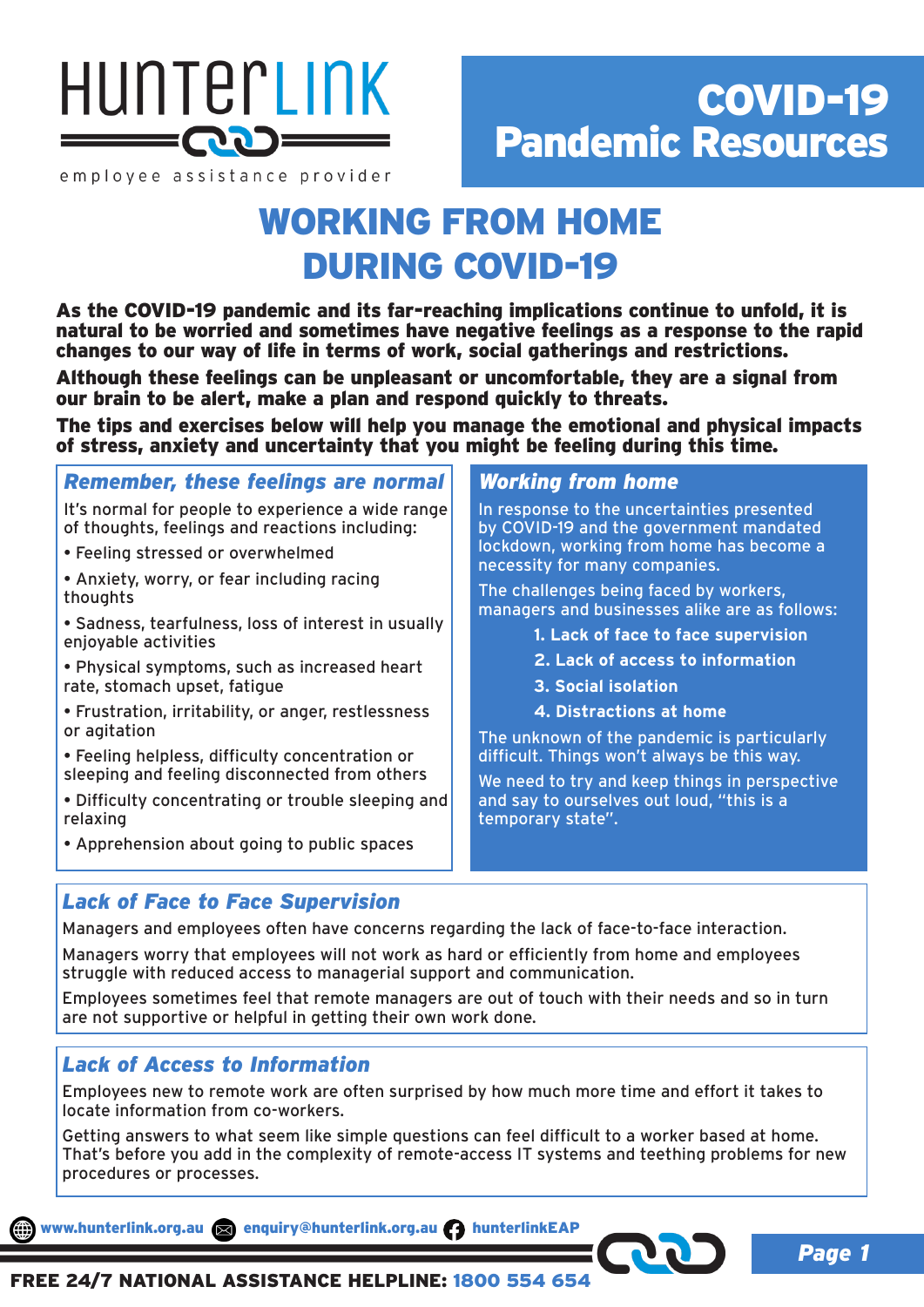HunterLink

employee assistance provider

# COVID-19 Pandemic Resources

# WORKING FROM HOME DURING COVID-19

**As the COVID-19 pandemic and its far-reaching implications continue to unfold, it is natural to be worried and sometimes have negative feelings as a response to the rapid changes to our way of life in terms of work, social gatherings and restrictions.**

**Although these feelings can be unpleasant or uncomfortable, they are a signal from our brain to be alert, make a plan and respond quickly to threats.**

**The tips and exercises below will help you manage the emotional and physical impacts of stress, anxiety and uncertainty that you might be feeling during this time.**

## *Remember, these feelings are normal*

It's normal for people to experience a wide range of thoughts, feelings and reactions including:

- Feeling stressed or overwhelmed
- Anxiety, worry, or fear including racing thoughts
- Sadness, tearfulness, loss of interest in usually enjoyable activities
- Physical symptoms, such as increased heart rate, stomach upset, fatigue
- Frustration, irritability, or anger, restlessness or agitation
- Feeling helpless, difficulty concentration or sleeping and feeling disconnected from others
- Difficulty concentrating or trouble sleeping and relaxing
- Apprehension about going to public spaces

## *Working from home*

In response to the uncertainties presented by COVID-19 and the government mandated lockdown, working from home has become a necessity for many companies.

The challenges being faced by workers, managers and businesses alike are as follows:

1. **Lack of face to face supervision**
2. **Lack of access to information**
3. **Social isolation**
4. **Distractions at home**

The unknown of the pandemic is particularly difficult. Things won't always be this way.

We need to try and keep things in perspective and say to ourselves out loud, "this is a temporary state".

## *Lack of Face to Face Supervision*

Managers and employees often have concerns regarding the lack of face-to-face interaction.

Managers worry that employees will not work as hard or efficiently from home and employees struggle with reduced access to managerial support and communication.

Employees sometimes feel that remote managers are out of touch with their needs and so in turn are not supportive or helpful in getting their own work done.

## *Lack of Access to Information*

Employees new to remote work are often surprised by how much more time and effort it takes to locate information from co-workers.

Getting answers to what seem like simple questions can feel difficult to a worker based at home. That's before you add in the complexity of remote-access IT systems and teething problems for new procedures or processes.

www.hunterlink.org.au | enquiry@hunterlink.org.au | hunterlinkEAP

**FREE 24/7 NATIONAL ASSISTANCE HELPLINE: 1800 554 654**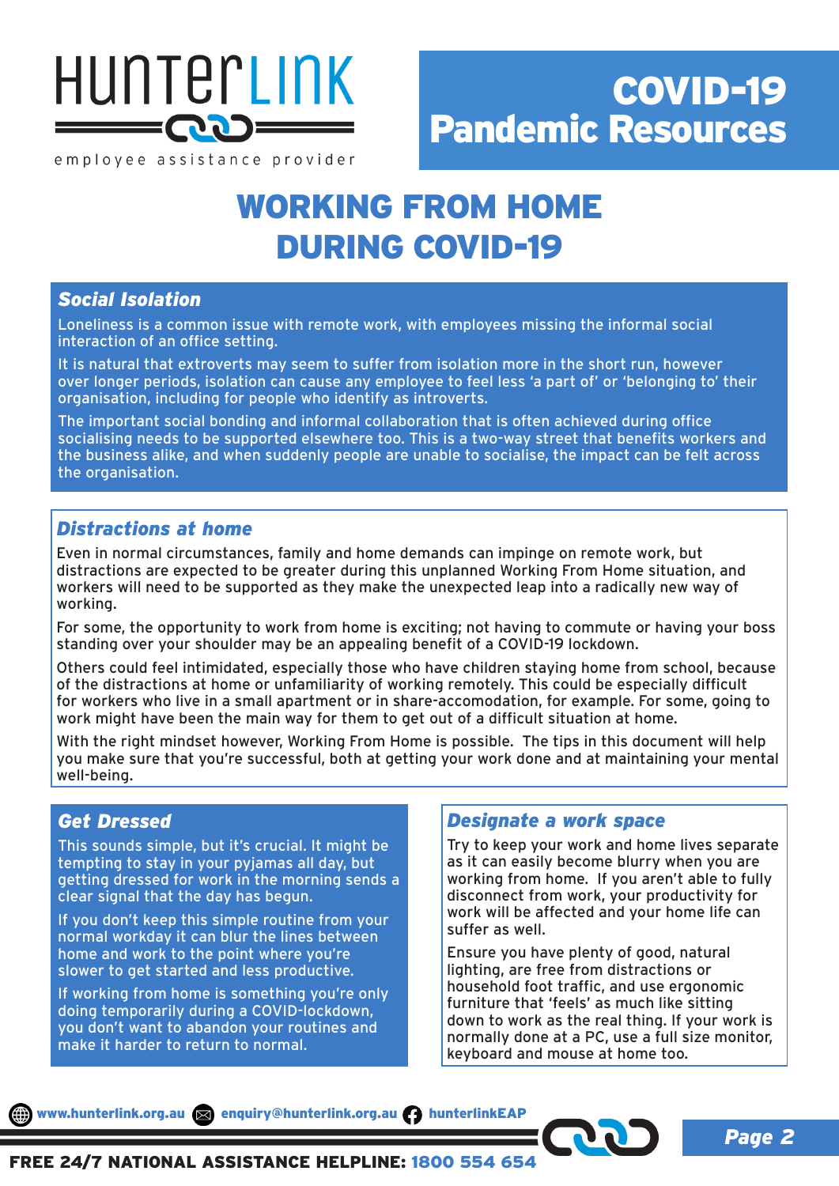# WORKING FROM HOME DURING COVID-19

## Social Isolation

Loneliness is a common issue with remote work, with employees missing the informal social interaction of an office setting.

It is natural that extroverts may seem to suffer from isolation more in the short run, however over longer periods, isolation can cause any employee to feel less 'a part of' or 'belonging to' their organisation, including for people who identify as introverts.

The important social bonding and informal collaboration that is often achieved during office socialising needs to be supported elsewhere too. This is a two-way street that benefits workers and the business alike, and when suddenly people are unable to socialise, the impact can be felt across the organisation.

## Distractions at home

Even in normal circumstances, family and home demands can impinge on remote work, but distractions are expected to be greater during this unplanned Working From Home situation, and workers will need to be supported as they make the unexpected leap into a radically new way of working.

For some, the opportunity to work from home is exciting; not having to commute or having your boss standing over your shoulder may be an appealing benefit of a COVID-19 lockdown.

Others could feel intimidated, especially those who have children staying home from school, because of the distractions at home or unfamiliarity of working remotely. This could be especially difficult for workers who live in a small apartment or in share-accomodation, for example. For some, going to work might have been the main way for them to get out of a difficult situation at home.

With the right mindset however, Working From Home is possible. The tips in this document will help you make sure that you're successful, both at getting your work done and at maintaining your mental well-being.

## Get Dressed

This sounds simple, but it's crucial. It might be tempting to stay in your pyjamas all day, but getting dressed for work in the morning sends a clear signal that the day has begun.

If you don't keep this simple routine from your normal workday it can blur the lines between home and work to the point where you're slower to get started and less productive.

If working from home is something you're only doing temporarily during a COVID-lockdown, you don't want to abandon your routines and make it harder to return to normal.

## Designate a work space

Try to keep your work and home lives separate as it can easily become blurry when you are working from home. If you aren't able to fully disconnect from work, your productivity for work will be affected and your home life can suffer as well.

Ensure you have plenty of good, natural lighting, are free from distractions or household foot traffic, and use ergonomic furniture that 'feels' as much like sitting down to work as the real thing. If your work is normally done at a PC, use a full size monitor, keyboard and mouse at home too.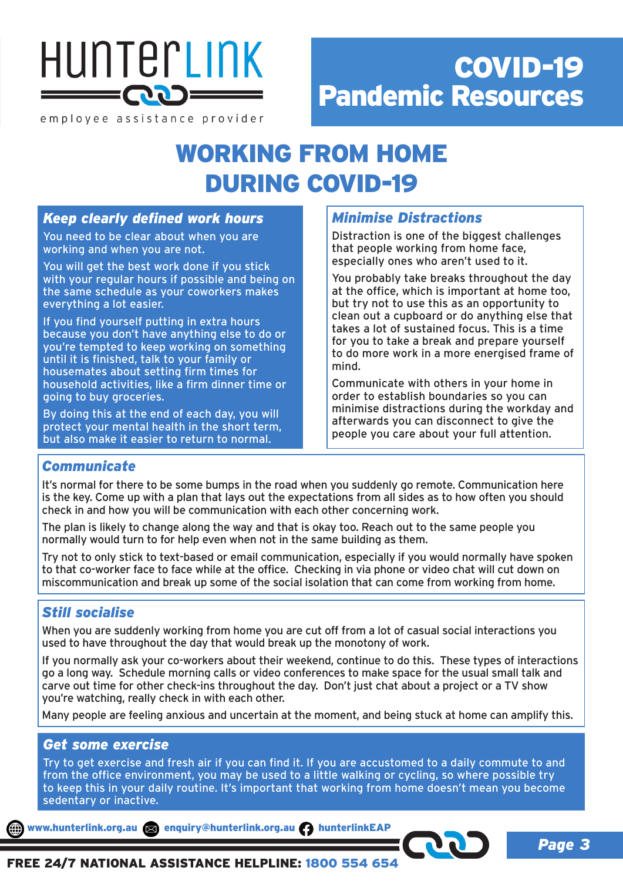# WORKING FROM HOME DURING COVID-19

## Keep clearly defined work hours

You need to be clear about when you are working and when you are not.

You will get the best work done if you stick with your regular hours if possible and being on the same schedule as your coworkers makes everything a lot easier.

If you find yourself putting in extra hours because you don't have anything else to do or you're tempted to keep working on something until it is finished, talk to your family or housemates about setting firm times for household activities, like a firm dinner time or going to buy groceries.

By doing this at the end of each day, you will protect your mental health in the short term, but also make it easier to return to normal.

## Minimise Distractions

Distraction is one of the biggest challenges that people working from home face, especially ones who aren't used to it.

You probably take breaks throughout the day at the office, which is important at home too, but try not to use this as an opportunity to clean out a cupboard or do anything else that takes a lot of sustained focus. This is a time for you to take a break and prepare yourself to do more work in a more energised frame of mind.

Communicate with others in your home in order to establish boundaries so you can minimise distractions during the workday and afterwards you can disconnect to give the people you care about your full attention.

## Communicate

It's normal for there to be some bumps in the road when you suddenly go remote. Communication here is the key. Come up with a plan that lays out the expectations from all sides as to how often you should check in and how you will be communication with each other concerning work.

The plan is likely to change along the way and that is okay too. Reach out to the same people you normally would turn to for help even when not in the same building as them.

Try not to only stick to text-based or email communication, especially if you would normally have spoken to that co-worker face to face while at the office. Checking in via phone or video chat will cut down on miscommunication and break up some of the social isolation that can come from working from home.

## Still socialise

When you are suddenly working from home you are cut off from a lot of casual social interactions you used to have throughout the day that would break up the monotony of work.

If you normally ask your co-workers about their weekend, continue to do this. These types of interactions go a long way. Schedule morning calls or video conferences to make space for the usual small talk and carve out time for other check-ins throughout the day. Don't just chat about a project or a TV show you're watching, really check in with each other.

Many people are feeling anxious and uncertain at the moment, and being stuck at home can amplify this.

## Get some exercise

Try to get exercise and fresh air if you can find it. If you are accustomed to a daily commute to and from the office environment, you may be used to a little walking or cycling, so where possible try to keep this in your daily routine. It's important that working from home doesn't mean you become sedentary or inactive.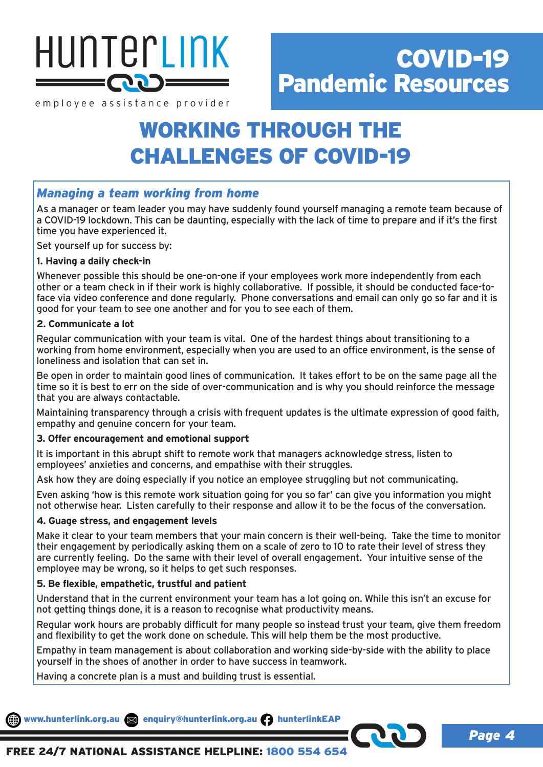# WORKING THROUGH THE CHALLENGES OF COVID-19

## *Managing a team working from home*

As a manager or team leader you may have suddenly found yourself managing a remote team because of a COVID-19 lockdown. This can be daunting, especially with the lack of time to prepare and if it's the first time you have experienced it.

Set yourself up for success by:

**1. Having a daily check-in**

Whenever possible this should be one-on-one if your employees work more independently from each other or a team check in if their work is highly collaborative. If possible, it should be conducted face-to-face via video conference and done regularly. Phone conversations and email can only go so far and it is good for your team to see one another and for you to see each of them.

**2. Communicate a lot**

Regular communication with your team is vital. One of the hardest things about transitioning to a working from home environment, especially when you are used to an office environment, is the sense of loneliness and isolation that can set in.

Be open in order to maintain good lines of communication. It takes effort to be on the same page all the time so it is best to err on the side of over-communication and is why you should reinforce the message that you are always contactable.

Maintaining transparency through a crisis with frequent updates is the ultimate expression of good faith, empathy and genuine concern for your team.

**3. Offer encouragement and emotional support**

It is important in this abrupt shift to remote work that managers acknowledge stress, listen to employees' anxieties and concerns, and empathise with their struggles.

Ask how they are doing especially if you notice an employee struggling but not communicating.

Even asking 'how is this remote work situation going for you so far' can give you information you might not otherwise hear. Listen carefully to their response and allow it to be the focus of the conversation.

**4. Guage stress, and engagement levels**

Make it clear to your team members that your main concern is their well-being. Take the time to monitor their engagement by periodically asking them on a scale of zero to 10 to rate their level of stress they are currently feeling. Do the same with their level of overall engagement. Your intuitive sense of the employee may be wrong, so it helps to get such responses.

**5. Be flexible, empathetic, trustful and patient**

Understand that in the current environment your team has a lot going on. While this isn't an excuse for not getting things done, it is a reason to recognise what productivity means.

Regular work hours are probably difficult for many people so instead trust your team, give them freedom and flexibility to get the work done on schedule. This will help them be the most productive.

Empathy in team management is about collaboration and working side-by-side with the ability to place yourself in the shoes of another in order to have success in teamwork.

Having a concrete plan is a must and building trust is essential.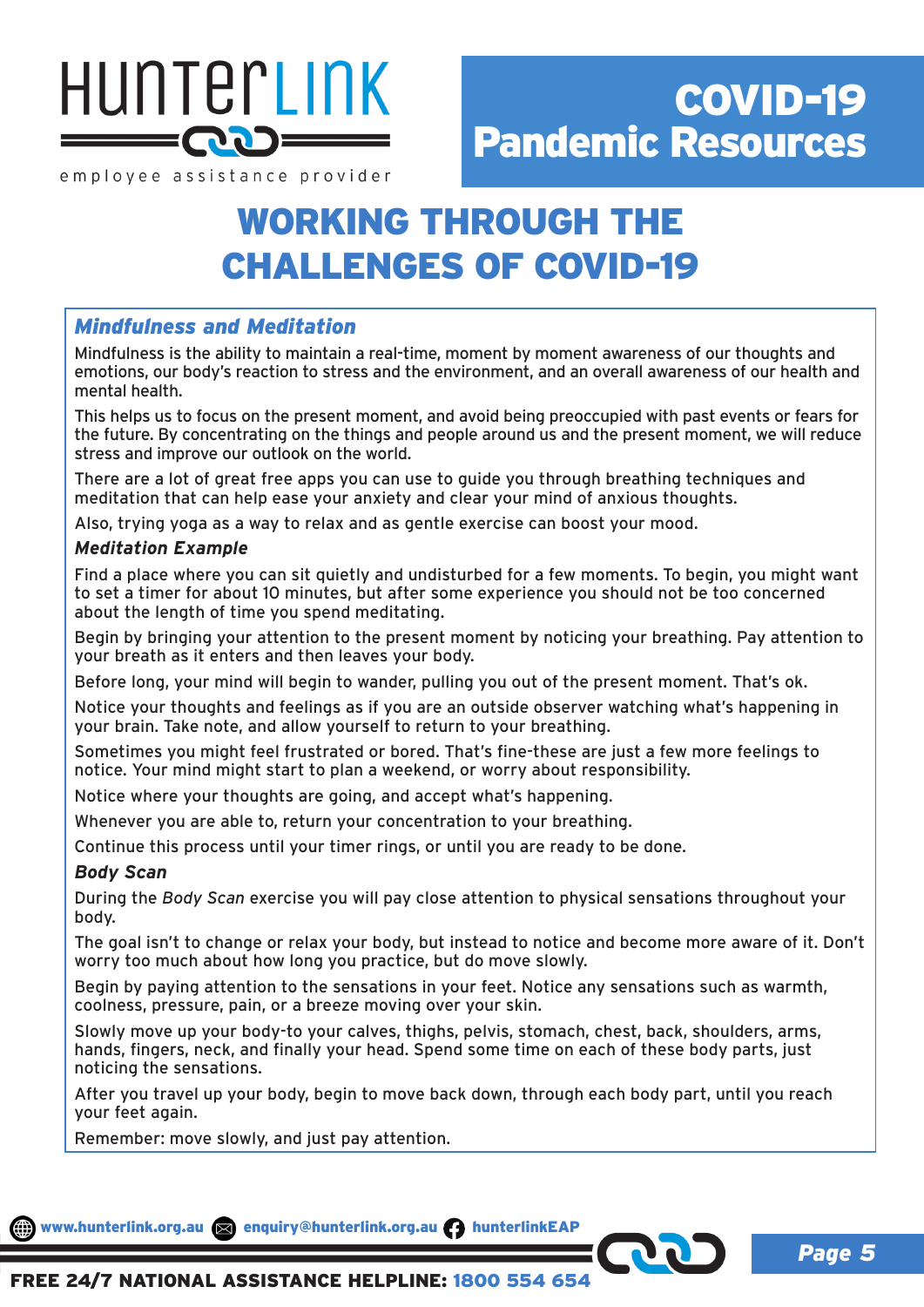# WORKING THROUGH THE CHALLENGES OF COVID-19

## *Mindfulness and Meditation*

Mindfulness is the ability to maintain a real-time, moment by moment awareness of our thoughts and emotions, our body's reaction to stress and the environment, and an overall awareness of our health and mental health.

This helps us to focus on the present moment, and avoid being preoccupied with past events or fears for the future. By concentrating on the things and people around us and the present moment, we will reduce stress and improve our outlook on the world.

There are a lot of great free apps you can use to guide you through breathing techniques and meditation that can help ease your anxiety and clear your mind of anxious thoughts.

Also, trying yoga as a way to relax and as gentle exercise can boost your mood.

### *Meditation Example*

Find a place where you can sit quietly and undisturbed for a few moments. To begin, you might want to set a timer for about 10 minutes, but after some experience you should not be too concerned about the length of time you spend meditating.

Begin by bringing your attention to the present moment by noticing your breathing. Pay attention to your breath as it enters and then leaves your body.

Before long, your mind will begin to wander, pulling you out of the present moment. That's ok.

Notice your thoughts and feelings as if you are an outside observer watching what's happening in your brain. Take note, and allow yourself to return to your breathing.

Sometimes you might feel frustrated or bored. That's fine-these are just a few more feelings to notice. Your mind might start to plan a weekend, or worry about responsibility.

Notice where your thoughts are going, and accept what's happening.

Whenever you are able to, return your concentration to your breathing.

Continue this process until your timer rings, or until you are ready to be done.

### *Body Scan*

During the *Body Scan* exercise you will pay close attention to physical sensations throughout your body.

The goal isn't to change or relax your body, but instead to notice and become more aware of it. Don't worry too much about how long you practice, but do move slowly.

Begin by paying attention to the sensations in your feet. Notice any sensations such as warmth, coolness, pressure, pain, or a breeze moving over your skin.

Slowly move up your body-to your calves, thighs, pelvis, stomach, chest, back, shoulders, arms, hands, fingers, neck, and finally your head. Spend some time on each of these body parts, just noticing the sensations.

After you travel up your body, begin to move back down, through each body part, until you reach your feet again.

Remember: move slowly, and just pay attention.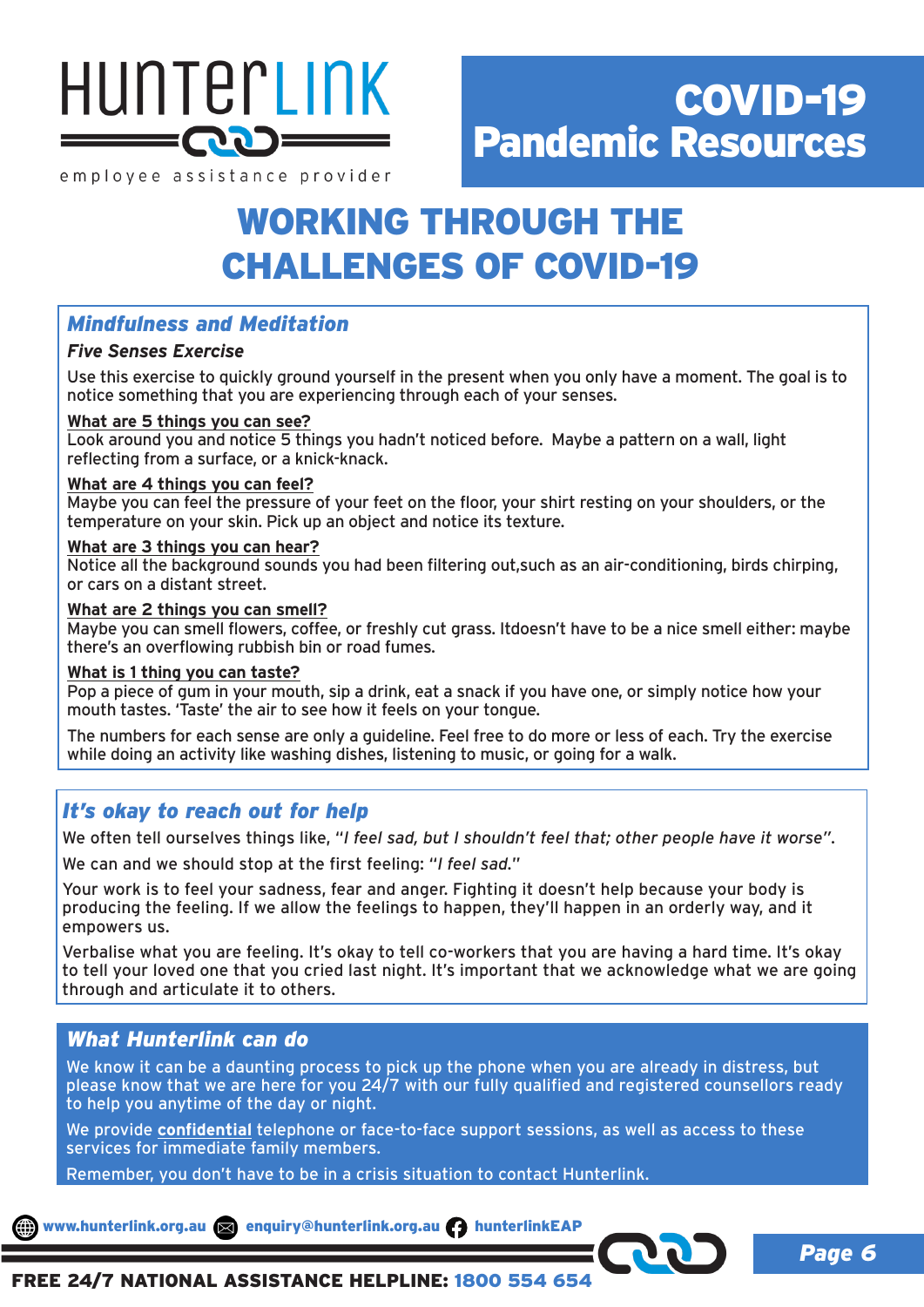# WORKING THROUGH THE CHALLENGES OF COVID-19

## *Mindfulness and Meditation*

***Five Senses Exercise***

Use this exercise to quickly ground yourself in the present when you only have a moment. The goal is to notice something that you are experiencing through each of your senses.

**What are 5 things you can see?**
Look around you and notice 5 things you hadn't noticed before. Maybe a pattern on a wall, light reflecting from a surface, or a knick-knack.

**What are 4 things you can feel?**
Maybe you can feel the pressure of your feet on the floor, your shirt resting on your shoulders, or the temperature on your skin. Pick up an object and notice its texture.

**What are 3 things you can hear?**
Notice all the background sounds you had been filtering out,such as an air-conditioning, birds chirping, or cars on a distant street.

**What are 2 things you can smell?**
Maybe you can smell flowers, coffee, or freshly cut grass. Itdoesn't have to be a nice smell either: maybe there's an overflowing rubbish bin or road fumes.

**What is 1 thing you can taste?**
Pop a piece of gum in your mouth, sip a drink, eat a snack if you have one, or simply notice how your mouth tastes. 'Taste' the air to see how it feels on your tongue.

The numbers for each sense are only a guideline. Feel free to do more or less of each. Try the exercise while doing an activity like washing dishes, listening to music, or going for a walk.

## *It's okay to reach out for help*

We often tell ourselves things like, "*I feel sad, but I shouldn't feel that; other people have it worse*".

We can and we should stop at the first feeling: "*I feel sad.*"

Your work is to feel your sadness, fear and anger. Fighting it doesn't help because your body is producing the feeling. If we allow the feelings to happen, they'll happen in an orderly way, and it empowers us.

Verbalise what you are feeling. It's okay to tell co-workers that you are having a hard time. It's okay to tell your loved one that you cried last night. It's important that we acknowledge what we are going through and articulate it to others.

## *What Hunterlink can do*

We know it can be a daunting process to pick up the phone when you are already in distress, but please know that we are here for you 24/7 with our fully qualified and registered counsellors ready to help you anytime of the day or night.

We provide **confidential** telephone or face-to-face support sessions, as well as access to these services for immediate family members.

Remember, you don't have to be in a crisis situation to contact Hunterlink.

www.hunterlink.org.au enquiry@hunterlink.org.au hunterlinkEAP

**FREE 24/7 NATIONAL ASSISTANCE HELPLINE: 1800 554 654**